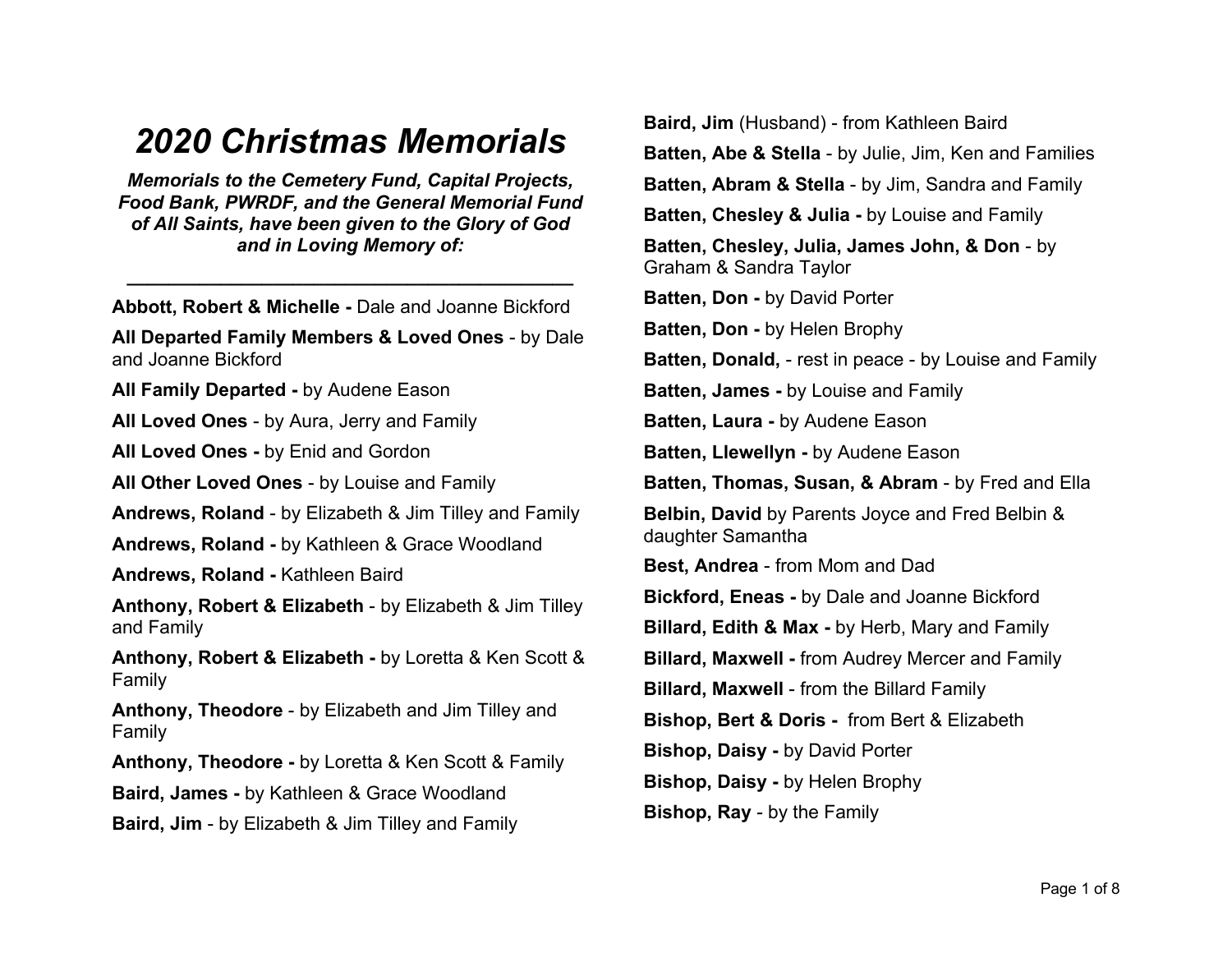# *2020 Christmas Memorials*

***Memorials to the Cemetery Fund, Capital Projects, Food Bank, PWRDF, and the General Memorial Fund of All Saints, have been given to the Glory of God and in Loving Memory of:***

---

**Abbott, Robert & Michelle -** Dale and Joanne Bickford

**All Departed Family Members & Loved Ones** - by Dale and Joanne Bickford

**All Family Departed -** by Audene Eason

**All Loved Ones** - by Aura, Jerry and Family

**All Loved Ones -** by Enid and Gordon

**All Other Loved Ones** - by Louise and Family

**Andrews, Roland** - by Elizabeth & Jim Tilley and Family

**Andrews, Roland -** by Kathleen & Grace Woodland

**Andrews, Roland -** Kathleen Baird

**Anthony, Robert & Elizabeth** - by Elizabeth & Jim Tilley and Family

**Anthony, Robert & Elizabeth -** by Loretta & Ken Scott & Family

**Anthony, Theodore** - by Elizabeth and Jim Tilley and Family

**Anthony, Theodore -** by Loretta & Ken Scott & Family

**Baird, James -** by Kathleen & Grace Woodland

**Baird, Jim** - by Elizabeth & Jim Tilley and Family

**Baird, Jim** (Husband) - from Kathleen Baird

**Batten, Abe & Stella** - by Julie, Jim, Ken and Families

**Batten, Abram & Stella** - by Jim, Sandra and Family

**Batten, Chesley & Julia -** by Louise and Family

**Batten, Chesley, Julia, James John, & Don** - by Graham & Sandra Taylor

**Batten, Don -** by David Porter

**Batten, Don -** by Helen Brophy

**Batten, Donald,** - rest in peace - by Louise and Family

**Batten, James -** by Louise and Family

**Batten, Laura -** by Audene Eason

**Batten, Llewellyn -** by Audene Eason

**Batten, Thomas, Susan, & Abram** - by Fred and Ella

**Belbin, David** by Parents Joyce and Fred Belbin & daughter Samantha

**Best, Andrea** - from Mom and Dad

**Bickford, Eneas -** by Dale and Joanne Bickford

**Billard, Edith & Max -** by Herb, Mary and Family

**Billard, Maxwell -** from Audrey Mercer and Family

**Billard, Maxwell** - from the Billard Family

**Bishop, Bert & Doris -** from Bert & Elizabeth

**Bishop, Daisy -** by David Porter

**Bishop, Daisy -** by Helen Brophy

**Bishop, Ray** - by the Family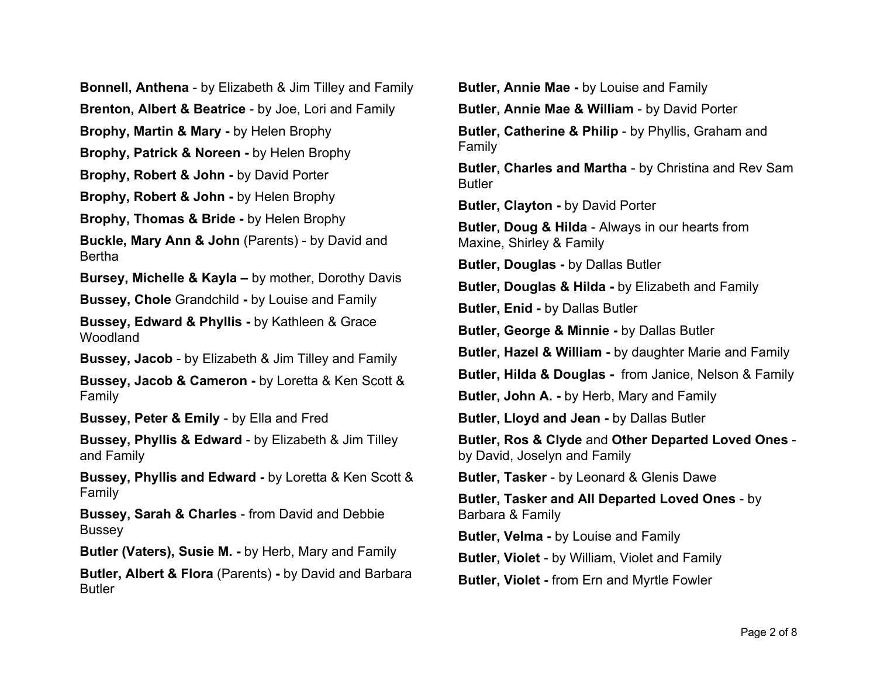**Bonnell, Anthena** - by Elizabeth & Jim Tilley and Family

**Brenton, Albert & Beatrice** - by Joe, Lori and Family

**Brophy, Martin & Mary -** by Helen Brophy

**Brophy, Patrick & Noreen -** by Helen Brophy

**Brophy, Robert & John -** by David Porter

**Brophy, Robert & John -** by Helen Brophy

**Brophy, Thomas & Bride -** by Helen Brophy

**Buckle, Mary Ann & John** (Parents) - by David and Bertha

**Bursey, Michelle & Kayla –** by mother, Dorothy Davis

**Bussey, Chole** Grandchild **-** by Louise and Family

**Bussey, Edward & Phyllis -** by Kathleen & Grace Woodland

**Bussey, Jacob** - by Elizabeth & Jim Tilley and Family

**Bussey, Jacob & Cameron -** by Loretta & Ken Scott & Family

**Bussey, Peter & Emily** - by Ella and Fred

**Bussey, Phyllis & Edward** - by Elizabeth & Jim Tilley and Family

**Bussey, Phyllis and Edward -** by Loretta & Ken Scott & Family

**Bussey, Sarah & Charles** - from David and Debbie Bussey

**Butler (Vaters), Susie M. -** by Herb, Mary and Family

**Butler, Albert & Flora** (Parents) **-** by David and Barbara Butler

**Butler, Annie Mae -** by Louise and Family

**Butler, Annie Mae & William** - by David Porter

**Butler, Catherine & Philip** - by Phyllis, Graham and Family

**Butler, Charles and Martha** - by Christina and Rev Sam Butler

**Butler, Clayton -** by David Porter

**Butler, Doug & Hilda** - Always in our hearts from Maxine, Shirley & Family

**Butler, Douglas -** by Dallas Butler

**Butler, Douglas & Hilda -** by Elizabeth and Family

**Butler, Enid -** by Dallas Butler

**Butler, George & Minnie -** by Dallas Butler

**Butler, Hazel & William -** by daughter Marie and Family

**Butler, Hilda & Douglas -** from Janice, Nelson & Family

**Butler, John A. -** by Herb, Mary and Family

**Butler, Lloyd and Jean -** by Dallas Butler

**Butler, Ros & Clyde** and **Other Departed Loved Ones** - by David, Joselyn and Family

**Butler, Tasker** - by Leonard & Glenis Dawe

**Butler, Tasker and All Departed Loved Ones** - by Barbara & Family

**Butler, Velma -** by Louise and Family

**Butler, Violet** - by William, Violet and Family

**Butler, Violet -** from Ern and Myrtle Fowler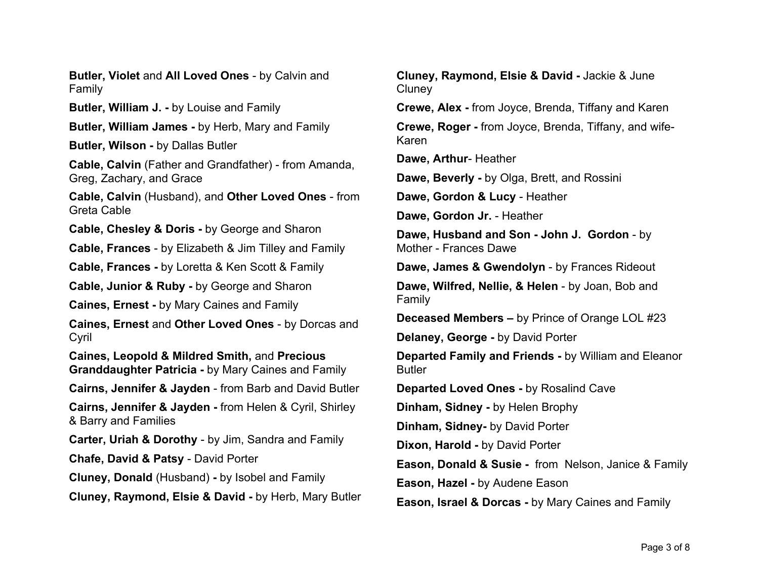**Butler, Violet** and **All Loved Ones** - by Calvin and Family

**Butler, William J. -** by Louise and Family

**Butler, William James -** by Herb, Mary and Family

**Butler, Wilson -** by Dallas Butler

**Cable, Calvin** (Father and Grandfather) - from Amanda, Greg, Zachary, and Grace

**Cable, Calvin** (Husband), and **Other Loved Ones** - from Greta Cable

**Cable, Chesley & Doris -** by George and Sharon

**Cable, Frances** - by Elizabeth & Jim Tilley and Family

**Cable, Frances -** by Loretta & Ken Scott & Family

**Cable, Junior & Ruby -** by George and Sharon

**Caines, Ernest -** by Mary Caines and Family

**Caines, Ernest** and **Other Loved Ones** - by Dorcas and Cyril

**Caines, Leopold & Mildred Smith,** and **Precious Granddaughter Patricia -** by Mary Caines and Family

**Cairns, Jennifer & Jayden** - from Barb and David Butler

**Cairns, Jennifer & Jayden -** from Helen & Cyril, Shirley & Barry and Families

**Carter, Uriah & Dorothy** - by Jim, Sandra and Family

**Chafe, David & Patsy** - David Porter

**Cluney, Donald** (Husband) **-** by Isobel and Family

**Cluney, Raymond, Elsie & David -** by Herb, Mary Butler

**Cluney, Raymond, Elsie & David -** Jackie & June Cluney

**Crewe, Alex -** from Joyce, Brenda, Tiffany and Karen

**Crewe, Roger -** from Joyce, Brenda, Tiffany, and wife- Karen

**Dawe, Arthur**- Heather

**Dawe, Beverly -** by Olga, Brett, and Rossini

**Dawe, Gordon & Lucy** - Heather

**Dawe, Gordon Jr.** - Heather

**Dawe, Husband and Son - John J. Gordon** - by Mother - Frances Dawe

**Dawe, James & Gwendolyn** - by Frances Rideout

**Dawe, Wilfred, Nellie, & Helen** - by Joan, Bob and Family

**Deceased Members –** by Prince of Orange LOL #23

**Delaney, George -** by David Porter

**Departed Family and Friends -** by William and Eleanor Butler

**Departed Loved Ones -** by Rosalind Cave

**Dinham, Sidney -** by Helen Brophy

**Dinham, Sidney-** by David Porter

**Dixon, Harold -** by David Porter

**Eason, Donald & Susie -** from Nelson, Janice & Family

**Eason, Hazel -** by Audene Eason

**Eason, Israel & Dorcas -** by Mary Caines and Family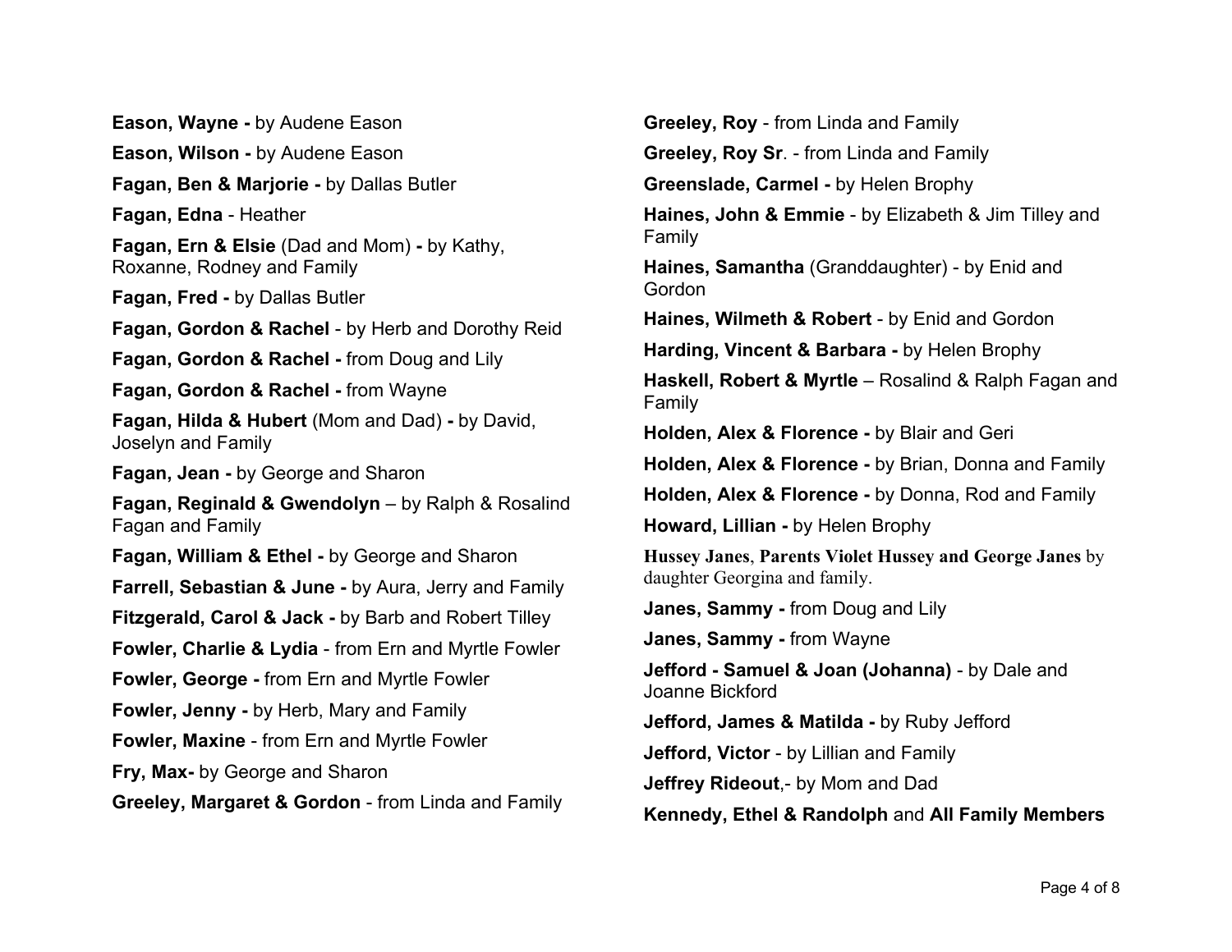**Eason, Wayne -** by Audene Eason

**Eason, Wilson -** by Audene Eason

**Fagan, Ben & Marjorie -** by Dallas Butler

**Fagan, Edna** - Heather

**Fagan, Ern & Elsie** (Dad and Mom) **-** by Kathy, Roxanne, Rodney and Family

**Fagan, Fred -** by Dallas Butler

**Fagan, Gordon & Rachel** - by Herb and Dorothy Reid

**Fagan, Gordon & Rachel -** from Doug and Lily

**Fagan, Gordon & Rachel -** from Wayne

**Fagan, Hilda & Hubert** (Mom and Dad) **-** by David, Joselyn and Family

**Fagan, Jean -** by George and Sharon

**Fagan, Reginald & Gwendolyn** – by Ralph & Rosalind Fagan and Family

**Fagan, William & Ethel -** by George and Sharon

**Farrell, Sebastian & June -** by Aura, Jerry and Family

**Fitzgerald, Carol & Jack -** by Barb and Robert Tilley

**Fowler, Charlie & Lydia** - from Ern and Myrtle Fowler

**Fowler, George -** from Ern and Myrtle Fowler

**Fowler, Jenny -** by Herb, Mary and Family

**Fowler, Maxine** - from Ern and Myrtle Fowler

**Fry, Max-** by George and Sharon

**Greeley, Margaret & Gordon** - from Linda and Family

**Greeley, Roy** - from Linda and Family

**Greeley, Roy Sr**. - from Linda and Family

**Greenslade, Carmel -** by Helen Brophy

**Haines, John & Emmie** - by Elizabeth & Jim Tilley and Family

**Haines, Samantha** (Granddaughter) - by Enid and Gordon

**Haines, Wilmeth & Robert** - by Enid and Gordon

**Harding, Vincent & Barbara -** by Helen Brophy

**Haskell, Robert & Myrtle** – Rosalind & Ralph Fagan and Family

**Holden, Alex & Florence -** by Blair and Geri

**Holden, Alex & Florence -** by Brian, Donna and Family

**Holden, Alex & Florence -** by Donna, Rod and Family

**Howard, Lillian -** by Helen Brophy

**Hussey Janes**, **Parents Violet Hussey and George Janes** by daughter Georgina and family.

**Janes, Sammy -** from Doug and Lily

**Janes, Sammy -** from Wayne

**Jefford - Samuel & Joan (Johanna)** - by Dale and Joanne Bickford

**Jefford, James & Matilda -** by Ruby Jefford

**Jefford, Victor** - by Lillian and Family

**Jeffrey Rideout**,- by Mom and Dad

**Kennedy, Ethel & Randolph** and **All Family Members**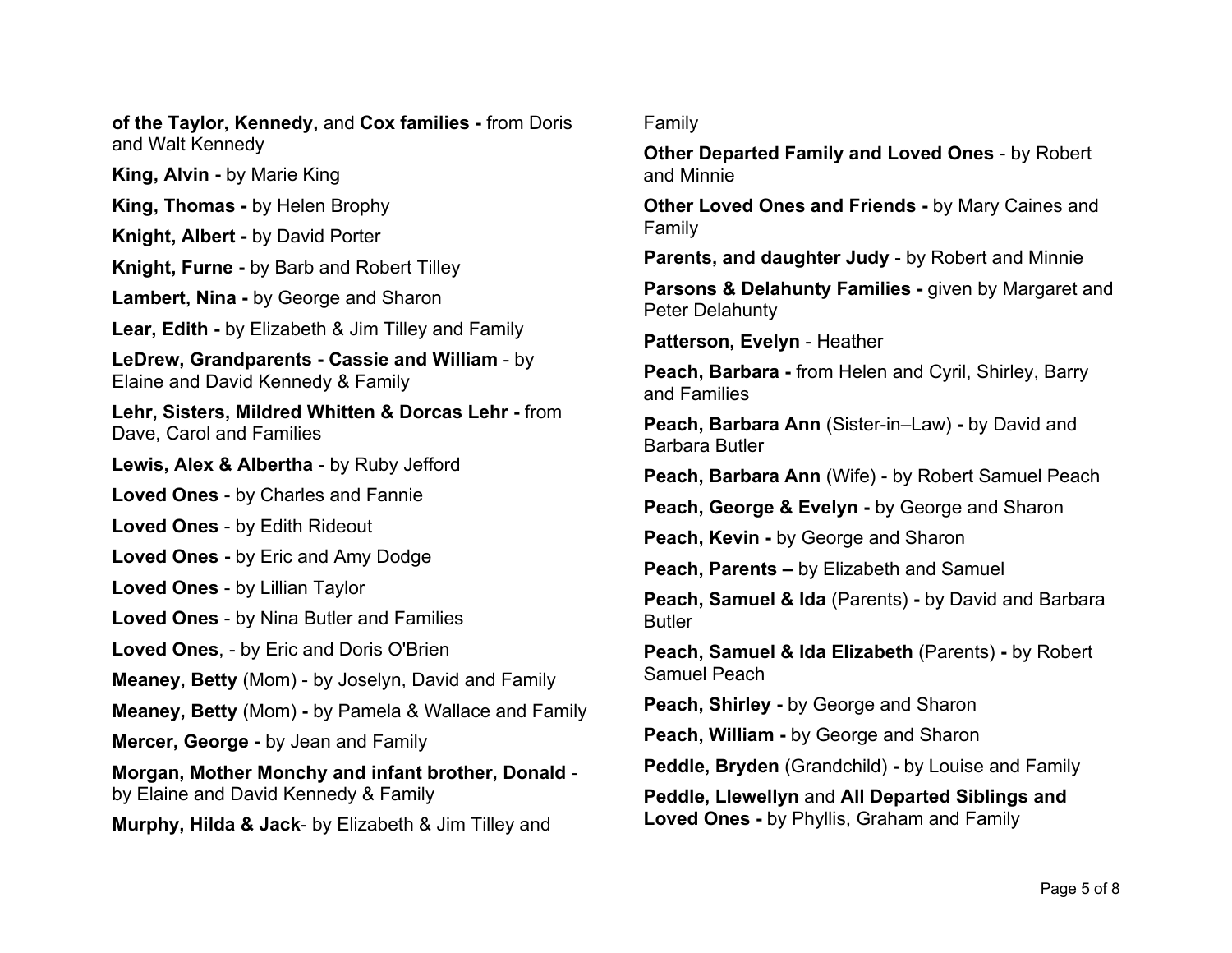**of the Taylor, Kennedy,** and **Cox families -** from Doris and Walt Kennedy

**King, Alvin -** by Marie King

**King, Thomas -** by Helen Brophy

**Knight, Albert -** by David Porter

**Knight, Furne -** by Barb and Robert Tilley

**Lambert, Nina -** by George and Sharon

**Lear, Edith -** by Elizabeth & Jim Tilley and Family

**LeDrew, Grandparents - Cassie and William** - by Elaine and David Kennedy & Family

**Lehr, Sisters, Mildred Whitten & Dorcas Lehr -** from Dave, Carol and Families

**Lewis, Alex & Albertha** - by Ruby Jefford

**Loved Ones** - by Charles and Fannie

**Loved Ones** - by Edith Rideout

**Loved Ones -** by Eric and Amy Dodge

**Loved Ones** - by Lillian Taylor

**Loved Ones** - by Nina Butler and Families

**Loved Ones**, - by Eric and Doris O'Brien

**Meaney, Betty** (Mom) - by Joselyn, David and Family

**Meaney, Betty** (Mom) **-** by Pamela & Wallace and Family

**Mercer, George -** by Jean and Family

**Morgan, Mother Monchy and infant brother, Donald** - by Elaine and David Kennedy & Family

**Murphy, Hilda & Jack**- by Elizabeth & Jim Tilley and Family

**Other Departed Family and Loved Ones** - by Robert and Minnie

**Other Loved Ones and Friends -** by Mary Caines and Family

**Parents, and daughter Judy** - by Robert and Minnie

**Parsons & Delahunty Families -** given by Margaret and Peter Delahunty

**Patterson, Evelyn** - Heather

**Peach, Barbara -** from Helen and Cyril, Shirley, Barry and Families

**Peach, Barbara Ann** (Sister-in–Law) **-** by David and Barbara Butler

**Peach, Barbara Ann** (Wife) - by Robert Samuel Peach

**Peach, George & Evelyn -** by George and Sharon

**Peach, Kevin -** by George and Sharon

**Peach, Parents –** by Elizabeth and Samuel

**Peach, Samuel & Ida** (Parents) **-** by David and Barbara Butler

**Peach, Samuel & Ida Elizabeth** (Parents) **-** by Robert Samuel Peach

**Peach, Shirley -** by George and Sharon

**Peach, William -** by George and Sharon

**Peddle, Bryden** (Grandchild) **-** by Louise and Family

**Peddle, Llewellyn** and **All Departed Siblings and Loved Ones -** by Phyllis, Graham and Family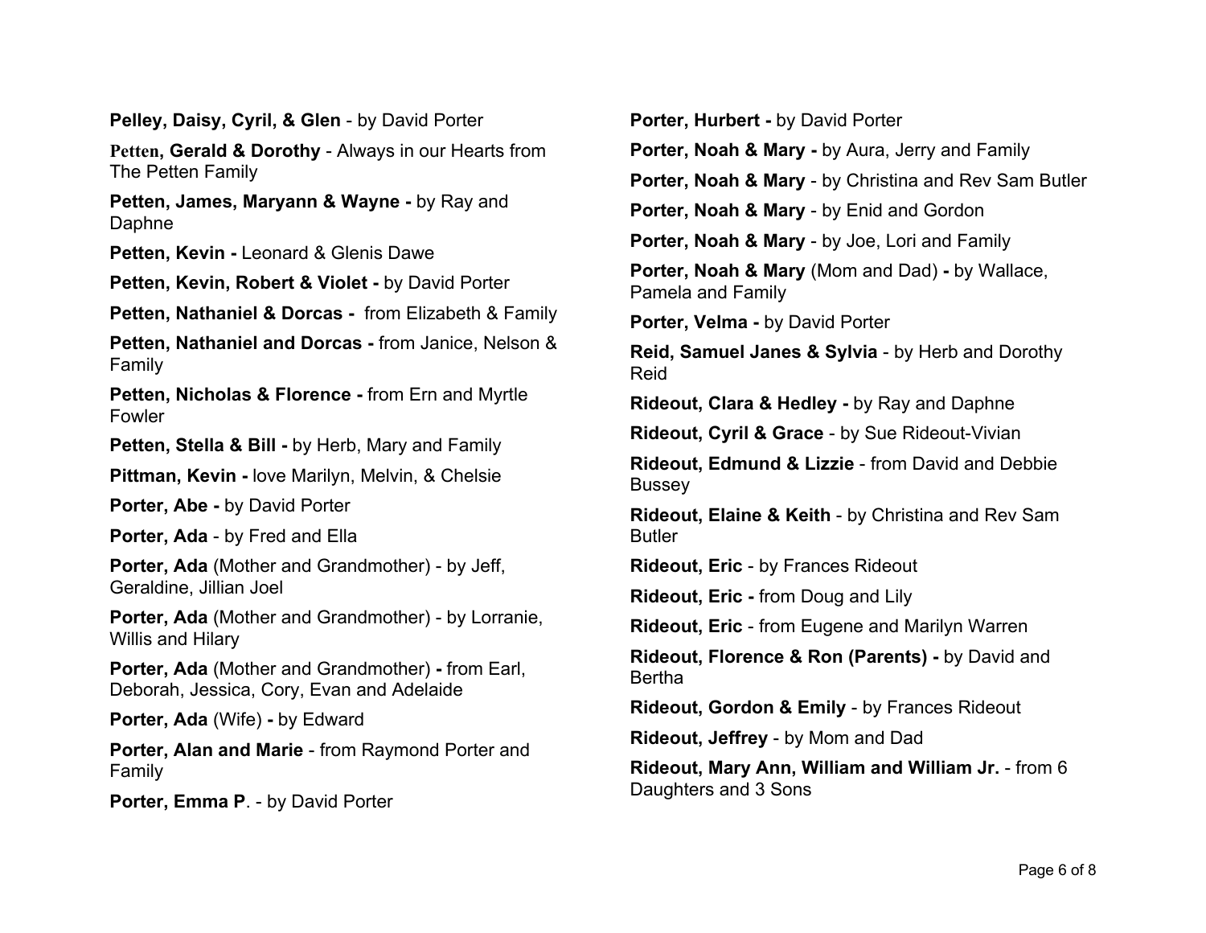**Pelley, Daisy, Cyril, & Glen** - by David Porter

**Petten, Gerald & Dorothy** - Always in our Hearts from The Petten Family

**Petten, James, Maryann & Wayne -** by Ray and Daphne

**Petten, Kevin -** Leonard & Glenis Dawe

**Petten, Kevin, Robert & Violet -** by David Porter

**Petten, Nathaniel & Dorcas -** from Elizabeth & Family

**Petten, Nathaniel and Dorcas -** from Janice, Nelson & Family

**Petten, Nicholas & Florence -** from Ern and Myrtle Fowler

**Petten, Stella & Bill -** by Herb, Mary and Family

**Pittman, Kevin -** love Marilyn, Melvin, & Chelsie

**Porter, Abe -** by David Porter

**Porter, Ada** - by Fred and Ella

**Porter, Ada** (Mother and Grandmother) - by Jeff, Geraldine, Jillian Joel

**Porter, Ada** (Mother and Grandmother) - by Lorranie, Willis and Hilary

**Porter, Ada** (Mother and Grandmother) **-** from Earl, Deborah, Jessica, Cory, Evan and Adelaide

**Porter, Ada** (Wife) **-** by Edward

**Porter, Alan and Marie** - from Raymond Porter and Family

**Porter, Emma P**. - by David Porter

**Porter, Hurbert -** by David Porter

**Porter, Noah & Mary -** by Aura, Jerry and Family

**Porter, Noah & Mary** - by Christina and Rev Sam Butler

**Porter, Noah & Mary** - by Enid and Gordon

**Porter, Noah & Mary** - by Joe, Lori and Family

**Porter, Noah & Mary** (Mom and Dad) **-** by Wallace, Pamela and Family

**Porter, Velma -** by David Porter

**Reid, Samuel Janes & Sylvia** - by Herb and Dorothy Reid

**Rideout, Clara & Hedley -** by Ray and Daphne

**Rideout, Cyril & Grace** - by Sue Rideout-Vivian

**Rideout, Edmund & Lizzie** - from David and Debbie Bussey

**Rideout, Elaine & Keith** - by Christina and Rev Sam Butler

**Rideout, Eric** - by Frances Rideout

**Rideout, Eric -** from Doug and Lily

**Rideout, Eric** - from Eugene and Marilyn Warren

**Rideout, Florence & Ron (Parents) -** by David and Bertha

**Rideout, Gordon & Emily** - by Frances Rideout

**Rideout, Jeffrey** - by Mom and Dad

**Rideout, Mary Ann, William and William Jr.** - from 6 Daughters and 3 Sons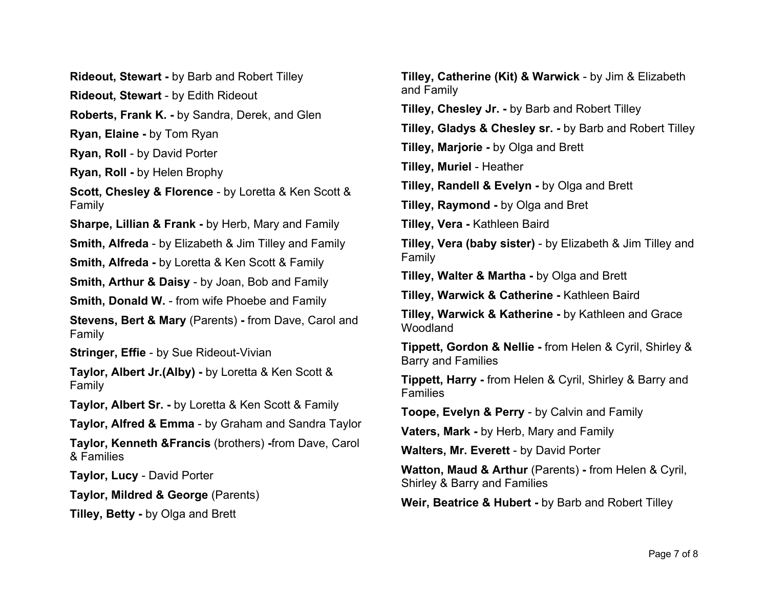**Rideout, Stewart -** by Barb and Robert Tilley

**Rideout, Stewart** - by Edith Rideout

**Roberts, Frank K. -** by Sandra, Derek, and Glen

**Ryan, Elaine -** by Tom Ryan

**Ryan, Roll** - by David Porter

**Ryan, Roll -** by Helen Brophy

**Scott, Chesley & Florence** - by Loretta & Ken Scott & Family

**Sharpe, Lillian & Frank -** by Herb, Mary and Family

**Smith, Alfreda** - by Elizabeth & Jim Tilley and Family

**Smith, Alfreda -** by Loretta & Ken Scott & Family

**Smith, Arthur & Daisy** - by Joan, Bob and Family

**Smith, Donald W.** - from wife Phoebe and Family

**Stevens, Bert & Mary** (Parents) **-** from Dave, Carol and Family

**Stringer, Effie** - by Sue Rideout-Vivian

**Taylor, Albert Jr.(Alby) -** by Loretta & Ken Scott & Family

**Taylor, Albert Sr. -** by Loretta & Ken Scott & Family

**Taylor, Alfred & Emma** - by Graham and Sandra Taylor

**Taylor, Kenneth &Francis** (brothers) **-**from Dave, Carol & Families

**Taylor, Lucy** - David Porter

**Taylor, Mildred & George** (Parents)

**Tilley, Betty -** by Olga and Brett

**Tilley, Catherine (Kit) & Warwick** - by Jim & Elizabeth and Family

**Tilley, Chesley Jr. -** by Barb and Robert Tilley

**Tilley, Gladys & Chesley sr. -** by Barb and Robert Tilley

**Tilley, Marjorie -** by Olga and Brett

**Tilley, Muriel** - Heather

**Tilley, Randell & Evelyn -** by Olga and Brett

**Tilley, Raymond -** by Olga and Bret

**Tilley, Vera -** Kathleen Baird

**Tilley, Vera (baby sister)** - by Elizabeth & Jim Tilley and Family

**Tilley, Walter & Martha -** by Olga and Brett

**Tilley, Warwick & Catherine -** Kathleen Baird

**Tilley, Warwick & Katherine -** by Kathleen and Grace Woodland

**Tippett, Gordon & Nellie -** from Helen & Cyril, Shirley & Barry and Families

**Tippett, Harry -** from Helen & Cyril, Shirley & Barry and Families

**Toope, Evelyn & Perry** - by Calvin and Family

**Vaters, Mark -** by Herb, Mary and Family

**Walters, Mr. Everett** - by David Porter

**Watton, Maud & Arthur** (Parents) **-** from Helen & Cyril, Shirley & Barry and Families

**Weir, Beatrice & Hubert -** by Barb and Robert Tilley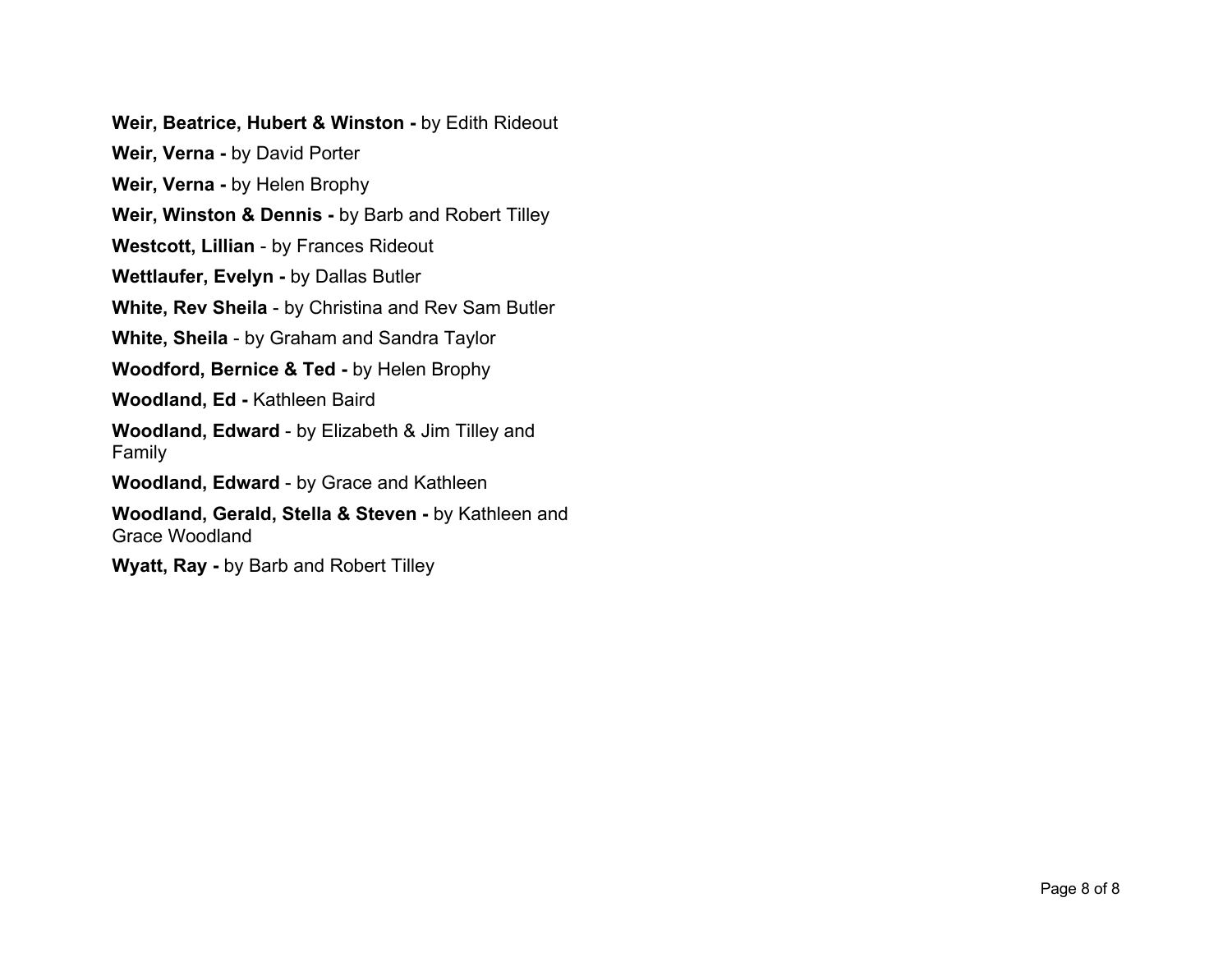**Weir, Beatrice, Hubert & Winston -** by Edith Rideout

**Weir, Verna -** by David Porter

**Weir, Verna -** by Helen Brophy

**Weir, Winston & Dennis -** by Barb and Robert Tilley

**Westcott, Lillian** - by Frances Rideout

**Wettlaufer, Evelyn -** by Dallas Butler

**White, Rev Sheila** - by Christina and Rev Sam Butler

**White, Sheila** - by Graham and Sandra Taylor

**Woodford, Bernice & Ted -** by Helen Brophy

**Woodland, Ed -** Kathleen Baird

**Woodland, Edward** - by Elizabeth & Jim Tilley and Family

**Woodland, Edward** - by Grace and Kathleen

**Woodland, Gerald, Stella & Steven -** by Kathleen and Grace Woodland

**Wyatt, Ray -** by Barb and Robert Tilley